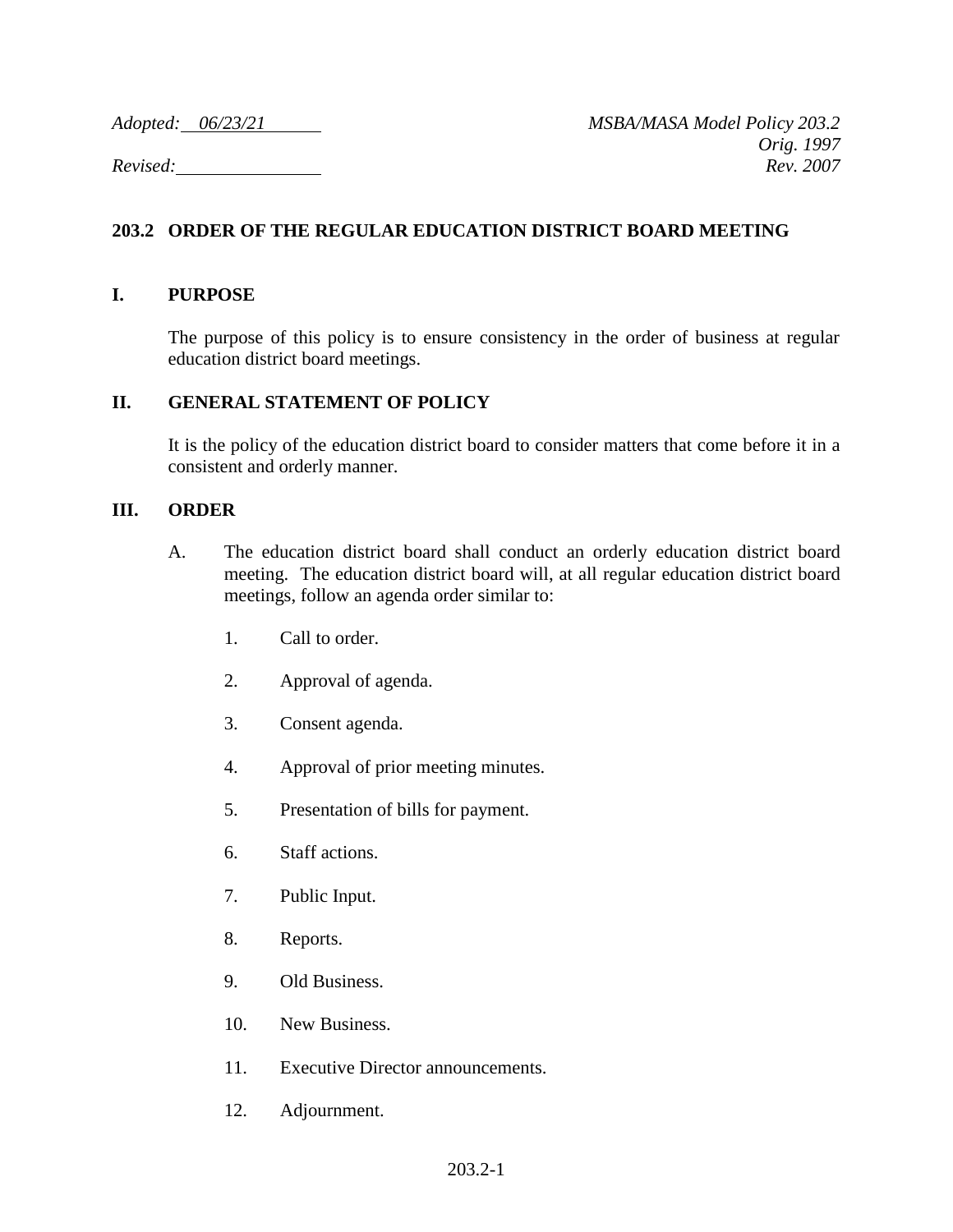*Adopted: 06/23/21* *MSBA/MASA Model Policy 203.2*
*Orig. 1997*
*Revised:* *Rev. 2007*

## 203.2 ORDER OF THE REGULAR EDUCATION DISTRICT BOARD MEETING

### I. PURPOSE

The purpose of this policy is to ensure consistency in the order of business at regular education district board meetings.

### II. GENERAL STATEMENT OF POLICY

It is the policy of the education district board to consider matters that come before it in a consistent and orderly manner.

### III. ORDER

A. The education district board shall conduct an orderly education district board meeting. The education district board will, at all regular education district board meetings, follow an agenda order similar to:

1. Call to order.
2. Approval of agenda.
3. Consent agenda.
4. Approval of prior meeting minutes.
5. Presentation of bills for payment.
6. Staff actions.
7. Public Input.
8. Reports.
9. Old Business.
10. New Business.
11. Executive Director announcements.
12. Adjournment.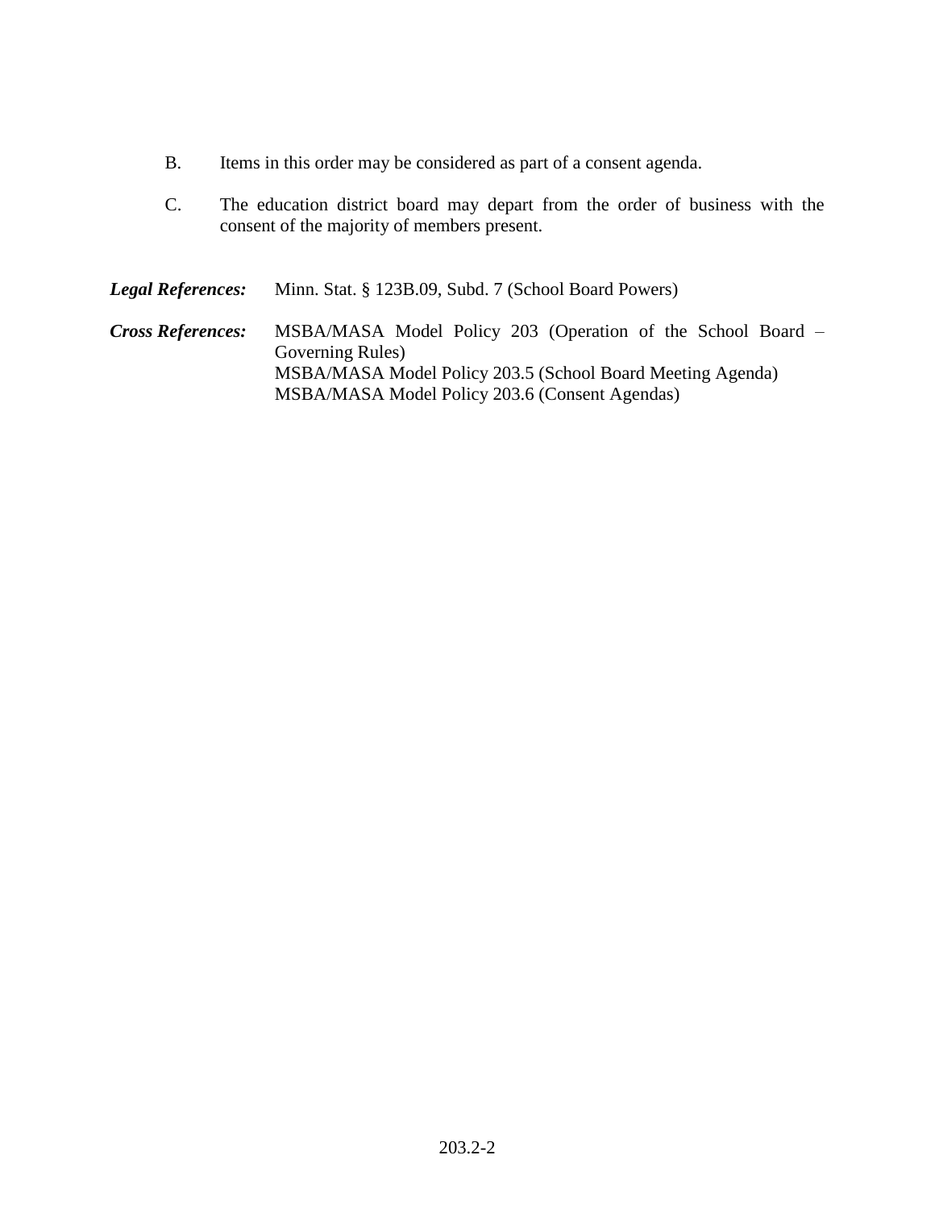B. Items in this order may be considered as part of a consent agenda.

C. The education district board may depart from the order of business with the consent of the majority of members present.

***Legal References:*** Minn. Stat. § 123B.09, Subd. 7 (School Board Powers)

***Cross References:*** MSBA/MASA Model Policy 203 (Operation of the School Board – Governing Rules)
MSBA/MASA Model Policy 203.5 (School Board Meeting Agenda)
MSBA/MASA Model Policy 203.6 (Consent Agendas)